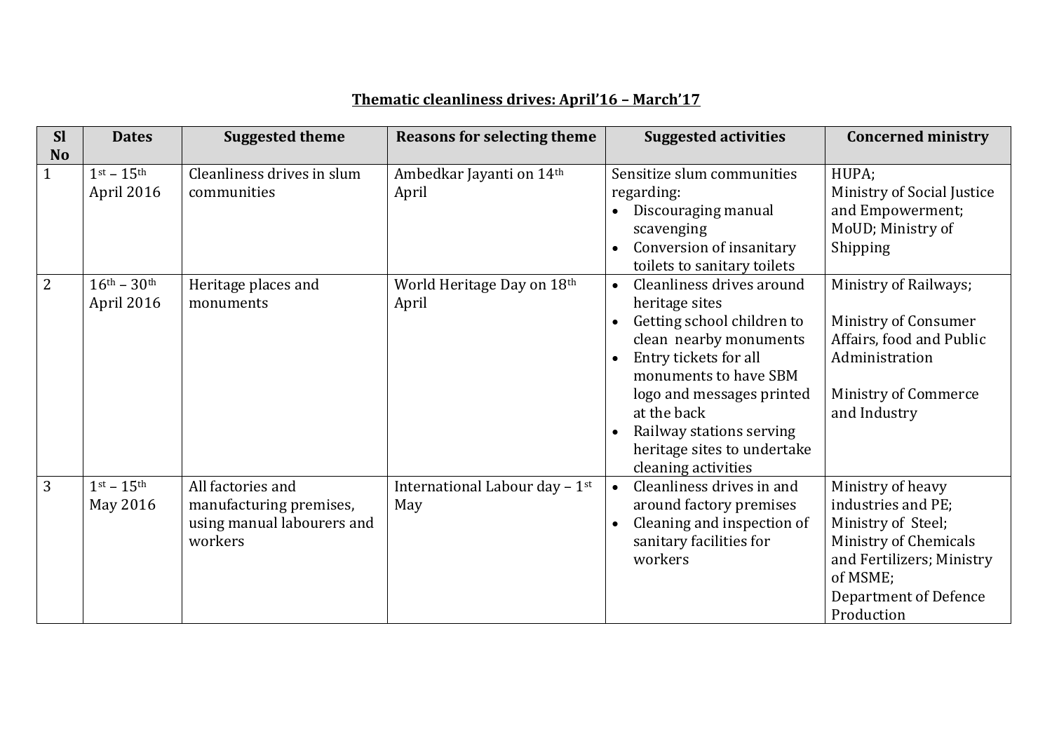**Thematic cleanliness drives: April'16 – March'17**

| Sl No | Dates | Suggested theme | Reasons for selecting theme | Suggested activities | Concerned ministry |
|---|---|---|---|---|---|
| 1 | 1st – 15th April 2016 | Cleanliness drives in slum communities | Ambedkar Jayanti on 14th April | Sensitize slum communities regarding:<br>• Discouraging manual scavenging<br>• Conversion of insanitary toilets to sanitary toilets | HUPA;<br>Ministry of Social Justice and Empowerment;<br>MoUD; Ministry of Shipping |
| 2 | 16th – 30th April 2016 | Heritage places and monuments | World Heritage Day on 18th April | • Cleanliness drives around heritage sites<br>• Getting school children to clean nearby monuments<br>• Entry tickets for all monuments to have SBM logo and messages printed at the back<br>• Railway stations serving heritage sites to undertake cleaning activities | Ministry of Railways;<br><br>Ministry of Consumer Affairs, food and Public Administration<br><br>Ministry of Commerce and Industry |
| 3 | 1st – 15th May 2016 | All factories and manufacturing premises, using manual labourers and workers | International Labour day – 1st May | • Cleanliness drives in and around factory premises<br>• Cleaning and inspection of sanitary facilities for workers | Ministry of heavy industries and PE;<br>Ministry of Steel;<br>Ministry of Chemicals and Fertilizers; Ministry of MSME;<br>Department of Defence Production |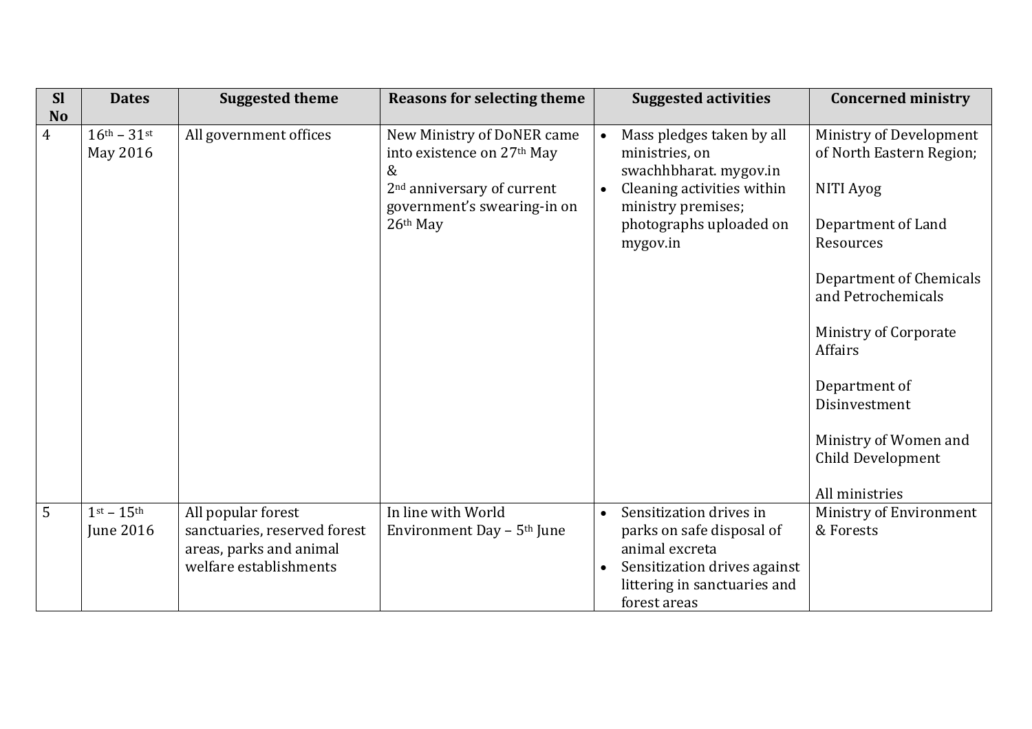| Sl No | Dates | Suggested theme | Reasons for selecting theme | Suggested activities | Concerned ministry |
|---|---|---|---|---|---|
| 4 | 16th – 31st May 2016 | All government offices | New Ministry of DoNER came into existence on 27th May & 2nd anniversary of current government's swearing-in on 26th May | • Mass pledges taken by all ministries, on swachhbharat. mygov.in<br>• Cleaning activities within ministry premises; photographs uploaded on mygov.in | Ministry of Development of North Eastern Region;<br><br>NITI Ayog<br><br>Department of Land Resources<br><br>Department of Chemicals and Petrochemicals<br><br>Ministry of Corporate Affairs<br><br>Department of Disinvestment<br><br>Ministry of Women and Child Development<br><br>All ministries |
| 5 | 1st – 15th June 2016 | All popular forest sanctuaries, reserved forest areas, parks and animal welfare establishments | In line with World Environment Day – 5th June | • Sensitization drives in parks on safe disposal of animal excreta<br>• Sensitization drives against littering in sanctuaries and forest areas | Ministry of Environment & Forests |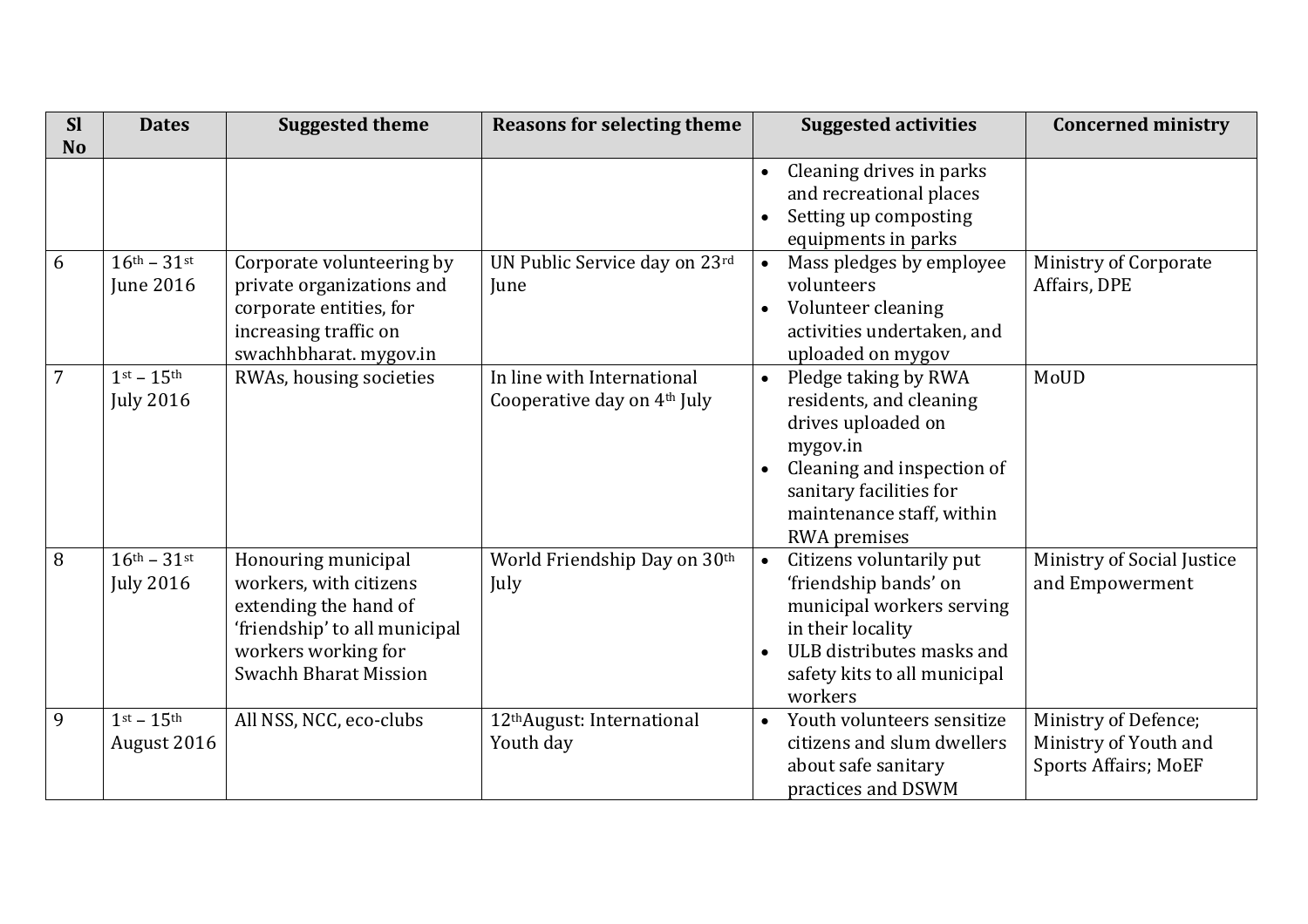| Sl No | Dates | Suggested theme | Reasons for selecting theme | Suggested activities | Concerned ministry |
|---|---|---|---|---|---|
| | | | | • Cleaning drives in parks and recreational places<br>• Setting up composting equipments in parks | |
| 6 | 16th – 31st June 2016 | Corporate volunteering by private organizations and corporate entities, for increasing traffic on swachhbharat. mygov.in | UN Public Service day on 23rd June | • Mass pledges by employee volunteers<br>• Volunteer cleaning activities undertaken, and uploaded on mygov | Ministry of Corporate Affairs, DPE |
| 7 | 1st – 15th July 2016 | RWAs, housing societies | In line with International Cooperative day on 4th July | • Pledge taking by RWA residents, and cleaning drives uploaded on mygov.in<br>• Cleaning and inspection of sanitary facilities for maintenance staff, within RWA premises | MoUD |
| 8 | 16th – 31st July 2016 | Honouring municipal workers, with citizens extending the hand of 'friendship' to all municipal workers working for Swachh Bharat Mission | World Friendship Day on 30th July | • Citizens voluntarily put 'friendship bands' on municipal workers serving in their locality<br>• ULB distributes masks and safety kits to all municipal workers | Ministry of Social Justice and Empowerment |
| 9 | 1st – 15th August 2016 | All NSS, NCC, eco-clubs | 12th August: International Youth day | • Youth volunteers sensitize citizens and slum dwellers about safe sanitary practices and DSWM | Ministry of Defence; Ministry of Youth and Sports Affairs; MoEF |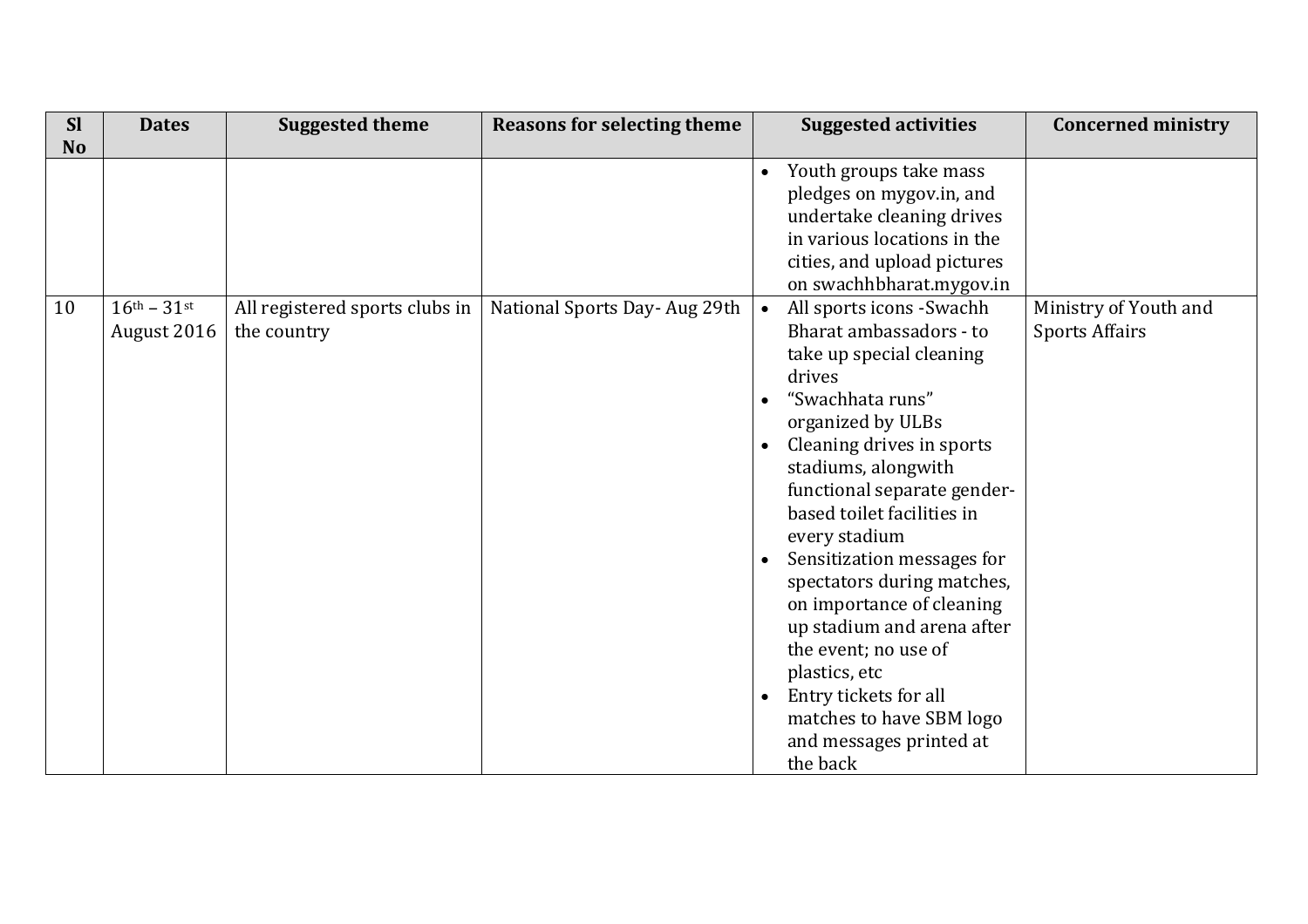| Sl No | Dates | Suggested theme | Reasons for selecting theme | Suggested activities | Concerned ministry |
|---|---|---|---|---|---|
| | | | | • Youth groups take mass pledges on mygov.in, and undertake cleaning drives in various locations in the cities, and upload pictures on swachhbharat.mygov.in | |
| 10 | 16th – 31st August 2016 | All registered sports clubs in the country | National Sports Day- Aug 29th | • All sports icons -Swachh Bharat ambassadors - to take up special cleaning drives<br>• "Swachhata runs" organized by ULBs<br>• Cleaning drives in sports stadiums, alongwith functional separate gender-based toilet facilities in every stadium<br>• Sensitization messages for spectators during matches, on importance of cleaning up stadium and arena after the event; no use of plastics, etc<br>• Entry tickets for all matches to have SBM logo and messages printed at the back | Ministry of Youth and Sports Affairs |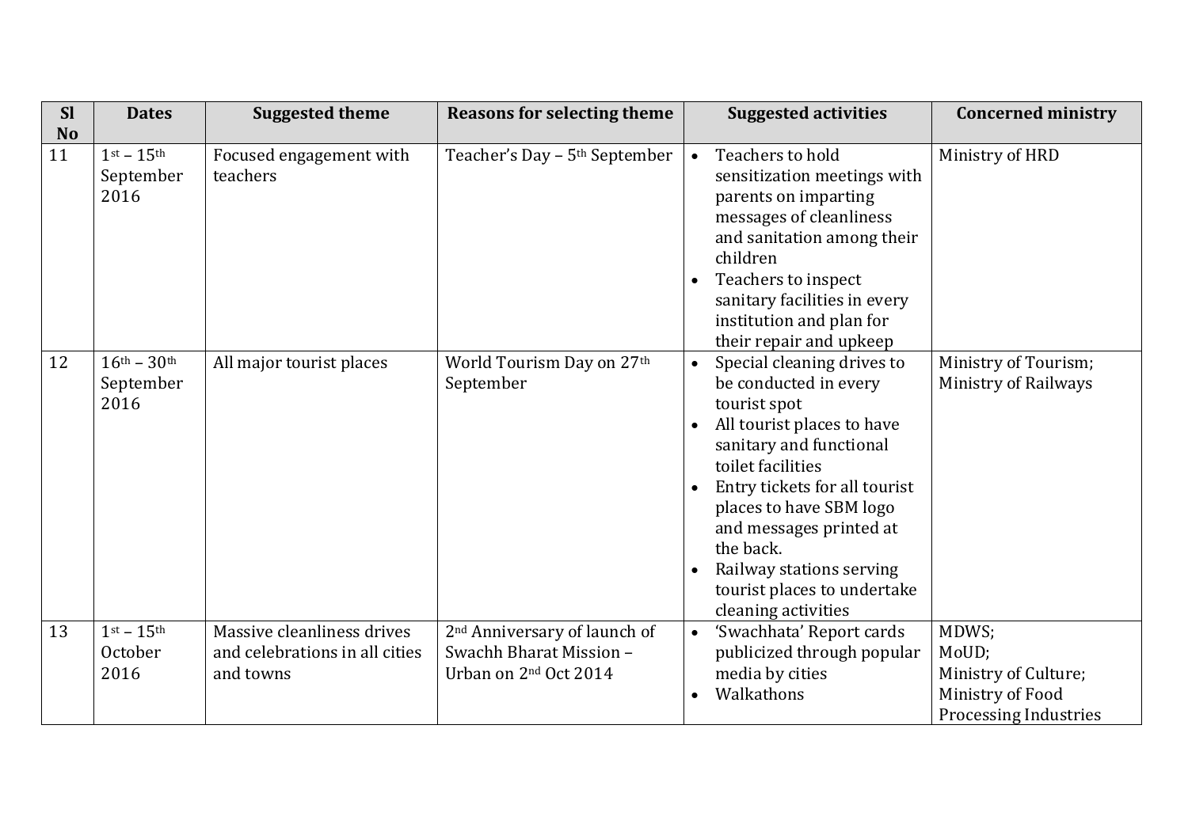| Sl No | Dates | Suggested theme | Reasons for selecting theme | Suggested activities | Concerned ministry |
|---|---|---|---|---|---|
| 11 | 1st – 15th September 2016 | Focused engagement with teachers | Teacher's Day – 5th September | • Teachers to hold sensitization meetings with parents on imparting messages of cleanliness and sanitation among their children<br>• Teachers to inspect sanitary facilities in every institution and plan for their repair and upkeep | Ministry of HRD |
| 12 | 16th – 30th September 2016 | All major tourist places | World Tourism Day on 27th September | • Special cleaning drives to be conducted in every tourist spot<br>• All tourist places to have sanitary and functional toilet facilities<br>• Entry tickets for all tourist places to have SBM logo and messages printed at the back.<br>• Railway stations serving tourist places to undertake cleaning activities | Ministry of Tourism; Ministry of Railways |
| 13 | 1st – 15th October 2016 | Massive cleanliness drives and celebrations in all cities and towns | 2nd Anniversary of launch of Swachh Bharat Mission – Urban on 2nd Oct 2014 | • 'Swachhata' Report cards publicized through popular media by cities<br>• Walkathons | MDWS; MoUD; Ministry of Culture; Ministry of Food Processing Industries |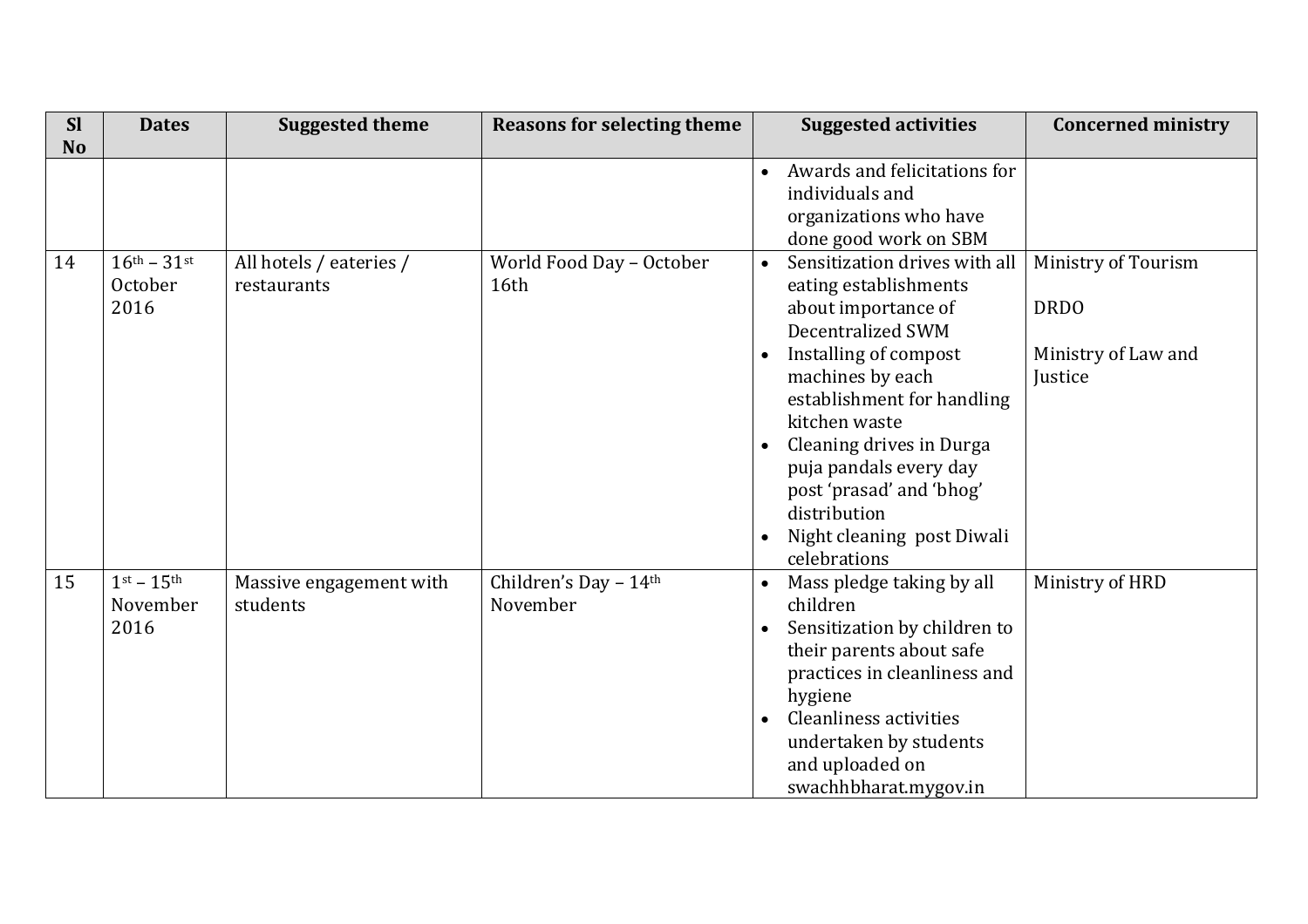| Sl No | Dates | Suggested theme | Reasons for selecting theme | Suggested activities | Concerned ministry |
|---|---|---|---|---|---|
| | | | | • Awards and felicitations for individuals and organizations who have done good work on SBM | |
| 14 | 16th – 31st October 2016 | All hotels / eateries / restaurants | World Food Day – October 16th | • Sensitization drives with all eating establishments about importance of Decentralized SWM<br>• Installing of compost machines by each establishment for handling kitchen waste<br>• Cleaning drives in Durga puja pandals every day post 'prasad' and 'bhog' distribution<br>• Night cleaning post Diwali celebrations | Ministry of Tourism<br><br>DRDO<br><br>Ministry of Law and Justice |
| 15 | 1st – 15th November 2016 | Massive engagement with students | Children's Day – 14th November | • Mass pledge taking by all children<br>• Sensitization by children to their parents about safe practices in cleanliness and hygiene<br>• Cleanliness activities undertaken by students and uploaded on swachhbharat.mygov.in | Ministry of HRD |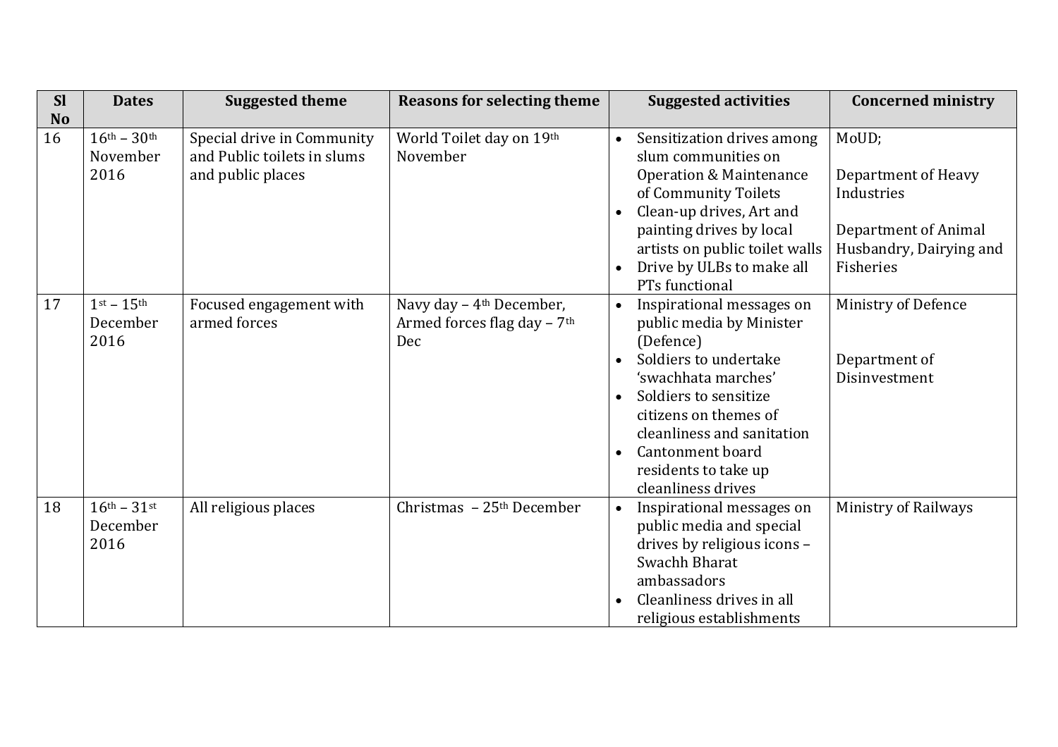| Sl No | Dates | Suggested theme | Reasons for selecting theme | Suggested activities | Concerned ministry |
|---|---|---|---|---|---|
| 16 | 16th – 30th November 2016 | Special drive in Community and Public toilets in slums and public places | World Toilet day on 19th November | • Sensitization drives among slum communities on Operation & Maintenance of Community Toilets<br>• Clean-up drives, Art and painting drives by local artists on public toilet walls<br>• Drive by ULBs to make all PTs functional | MoUD;<br><br>Department of Heavy Industries<br><br>Department of Animal Husbandry, Dairying and Fisheries |
| 17 | 1st – 15th December 2016 | Focused engagement with armed forces | Navy day – 4th December, Armed forces flag day – 7th Dec | • Inspirational messages on public media by Minister (Defence)<br>• Soldiers to undertake 'swachhata marches'<br>• Soldiers to sensitize citizens on themes of cleanliness and sanitation<br>• Cantonment board residents to take up cleanliness drives | Ministry of Defence<br><br>Department of Disinvestment |
| 18 | 16th – 31st December 2016 | All religious places | Christmas – 25th December | • Inspirational messages on public media and special drives by religious icons – Swachh Bharat ambassadors<br>• Cleanliness drives in all religious establishments | Ministry of Railways |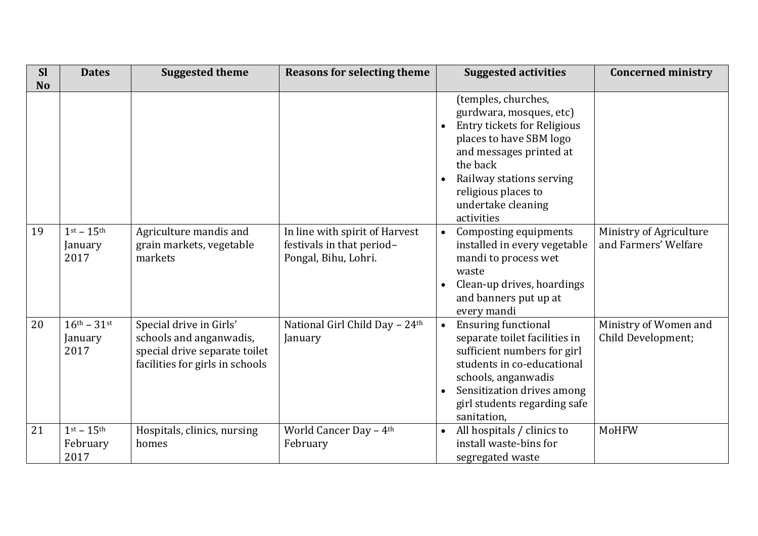| Sl No | Dates | Suggested theme | Reasons for selecting theme | Suggested activities | Concerned ministry |
|---|---|---|---|---|---|
| | | | | (temples, churches, gurdwara, mosques, etc)<br>• Entry tickets for Religious places to have SBM logo and messages printed at the back<br>• Railway stations serving religious places to undertake cleaning activities | |
| 19 | 1st – 15th January 2017 | Agriculture mandis and grain markets, vegetable markets | In line with spirit of Harvest festivals in that period– Pongal, Bihu, Lohri. | • Composting equipments installed in every vegetable mandi to process wet waste<br>• Clean-up drives, hoardings and banners put up at every mandi | Ministry of Agriculture and Farmers' Welfare |
| 20 | 16th – 31st January 2017 | Special drive in Girls' schools and anganwadis, special drive separate toilet facilities for girls in schools | National Girl Child Day – 24th January | • Ensuring functional separate toilet facilities in sufficient numbers for girl students in co-educational schools, anganwadis<br>• Sensitization drives among girl students regarding safe sanitation, | Ministry of Women and Child Development; |
| 21 | 1st – 15th February 2017 | Hospitals, clinics, nursing homes | World Cancer Day – 4th February | • All hospitals / clinics to install waste-bins for segregated waste | MoHFW |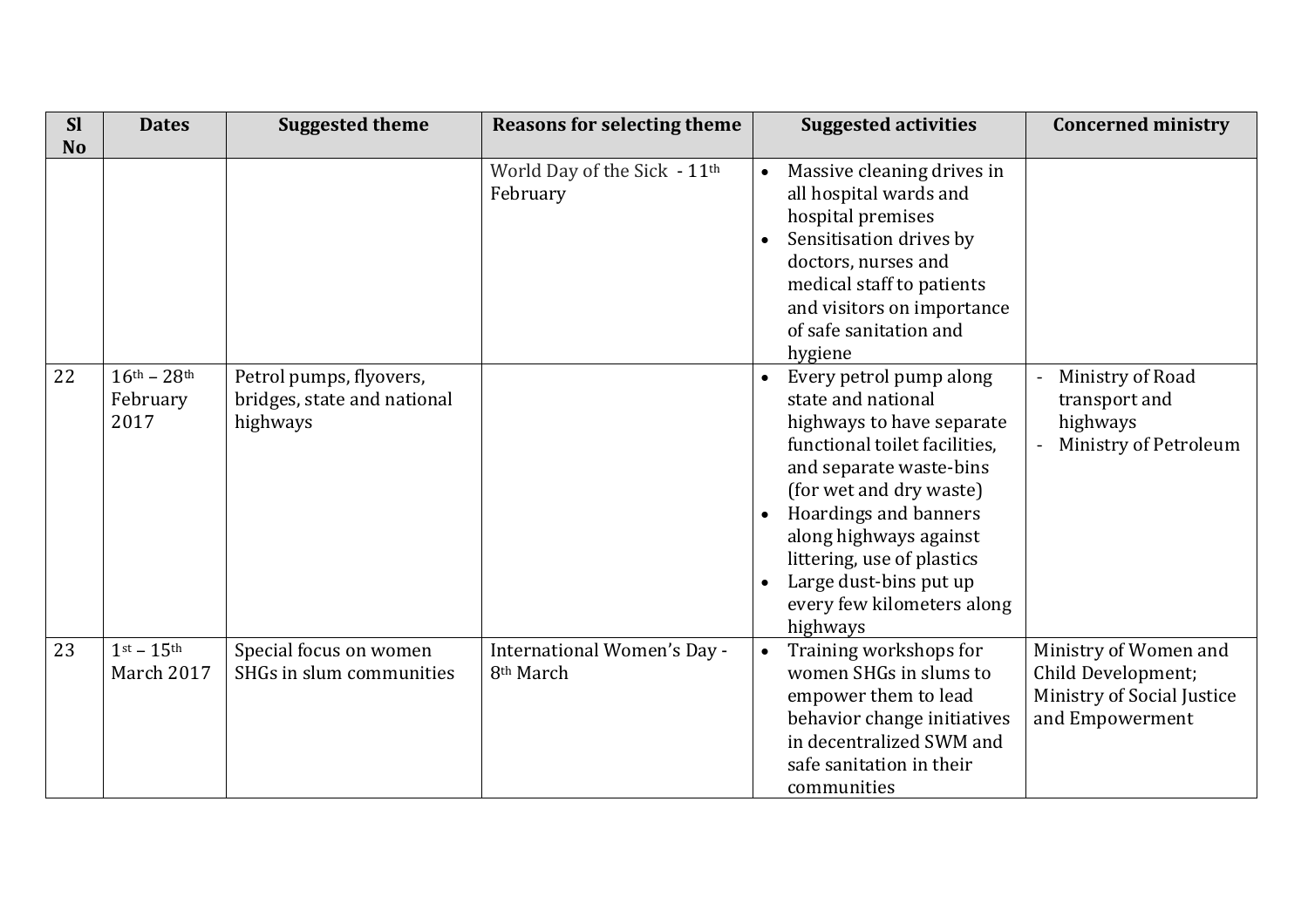| Sl No | Dates | Suggested theme | Reasons for selecting theme | Suggested activities | Concerned ministry |
|---|---|---|---|---|---|
| | | | World Day of the Sick - 11th February | • Massive cleaning drives in all hospital wards and hospital premises<br>• Sensitisation drives by doctors, nurses and medical staff to patients and visitors on importance of safe sanitation and hygiene | |
| 22 | 16th – 28th February 2017 | Petrol pumps, flyovers, bridges, state and national highways | | • Every petrol pump along state and national highways to have separate functional toilet facilities, and separate waste-bins (for wet and dry waste)<br>• Hoardings and banners along highways against littering, use of plastics<br>• Large dust-bins put up every few kilometers along highways | - Ministry of Road transport and highways<br>- Ministry of Petroleum |
| 23 | 1st – 15th March 2017 | Special focus on women SHGs in slum communities | International Women's Day - 8th March | • Training workshops for women SHGs in slums to empower them to lead behavior change initiatives in decentralized SWM and safe sanitation in their communities | Ministry of Women and Child Development; Ministry of Social Justice and Empowerment |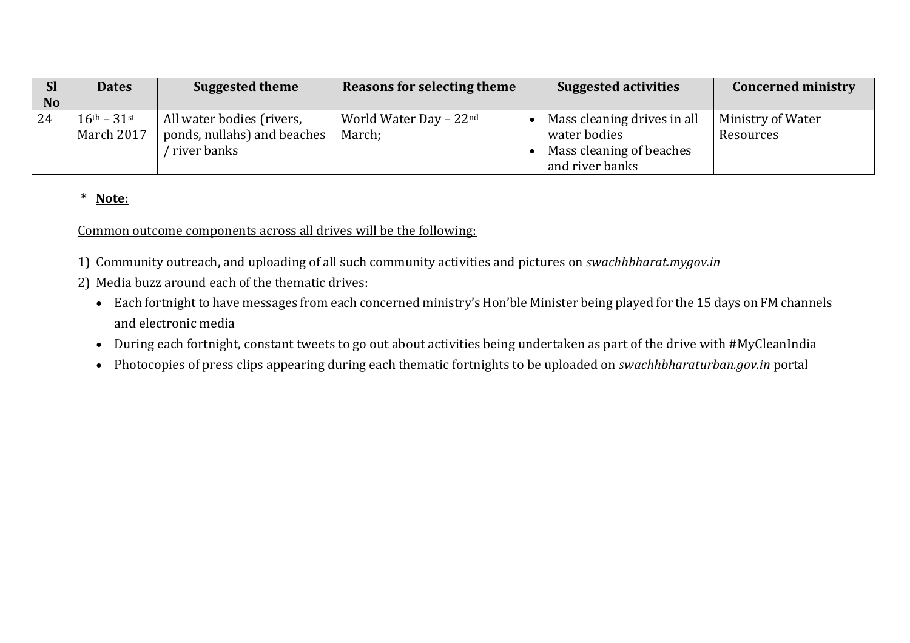| Sl No | Dates | Suggested theme | Reasons for selecting theme | Suggested activities | Concerned ministry |
|---|---|---|---|---|---|
| 24 | 16th – 31st March 2017 | All water bodies (rivers, ponds, nullahs) and beaches / river banks | World Water Day – 22nd March; | • Mass cleaning drives in all water bodies<br>• Mass cleaning of beaches and river banks | Ministry of Water Resources |

**\* Note:**

Common outcome components across all drives will be the following:

1) Community outreach, and uploading of all such community activities and pictures on *swachhbharat.mygov.in*
2) Media buzz around each of the thematic drives:
   - Each fortnight to have messages from each concerned ministry's Hon'ble Minister being played for the 15 days on FM channels and electronic media
   - During each fortnight, constant tweets to go out about activities being undertaken as part of the drive with #MyCleanIndia
   - Photocopies of press clips appearing during each thematic fortnights to be uploaded on *swachhbharaturban.gov.in* portal